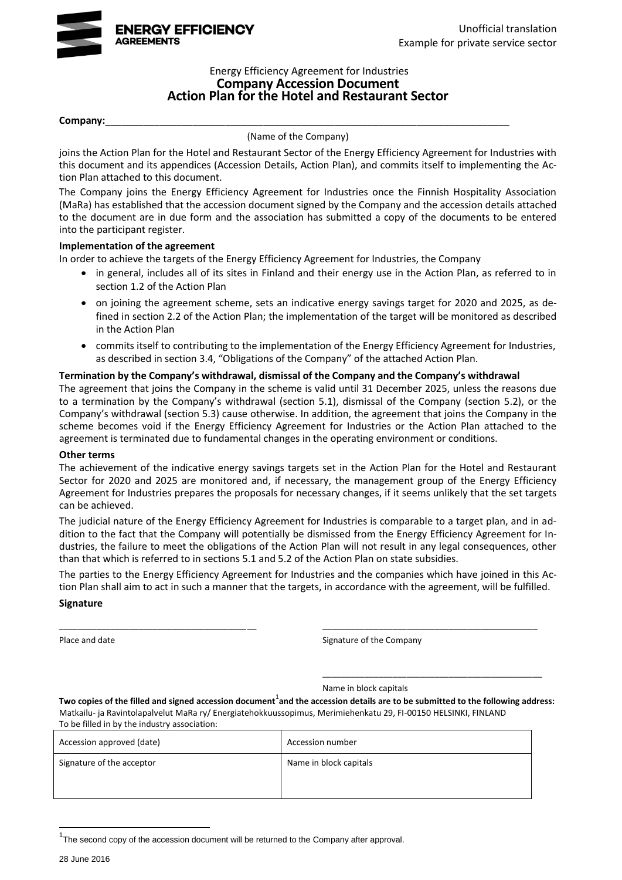ENERGY EFFICIENCY AGREEMENTS

Unofficial translation
Example for private service sector

Energy Efficiency Agreement for Industries

# Company Accession Document
# Action Plan for the Hotel and Restaurant Sector

**Company:**\_\_\_\_\_\_\_\_\_\_\_\_\_\_\_\_\_\_\_\_\_\_\_\_\_\_\_\_\_\_\_\_\_\_\_\_\_\_\_\_\_\_\_\_\_\_\_\_\_\_\_\_\_\_\_\_\_\_\_\_\_\_\_\_

(Name of the Company)

joins the Action Plan for the Hotel and Restaurant Sector of the Energy Efficiency Agreement for Industries with this document and its appendices (Accession Details, Action Plan), and commits itself to implementing the Action Plan attached to this document.

The Company joins the Energy Efficiency Agreement for Industries once the Finnish Hospitality Association (MaRa) has established that the accession document signed by the Company and the accession details attached to the document are in due form and the association has submitted a copy of the documents to be entered into the participant register.

**Implementation of the agreement**

In order to achieve the targets of the Energy Efficiency Agreement for Industries, the Company

- in general, includes all of its sites in Finland and their energy use in the Action Plan, as referred to in section 1.2 of the Action Plan
- on joining the agreement scheme, sets an indicative energy savings target for 2020 and 2025, as defined in section 2.2 of the Action Plan; the implementation of the target will be monitored as described in the Action Plan
- commits itself to contributing to the implementation of the Energy Efficiency Agreement for Industries, as described in section 3.4, "Obligations of the Company" of the attached Action Plan.

**Termination by the Company's withdrawal, dismissal of the Company and the Company's withdrawal**

The agreement that joins the Company in the scheme is valid until 31 December 2025, unless the reasons due to a termination by the Company's withdrawal (section 5.1), dismissal of the Company (section 5.2), or the Company's withdrawal (section 5.3) cause otherwise. In addition, the agreement that joins the Company in the scheme becomes void if the Energy Efficiency Agreement for Industries or the Action Plan attached to the agreement is terminated due to fundamental changes in the operating environment or conditions.

**Other terms**

The achievement of the indicative energy savings targets set in the Action Plan for the Hotel and Restaurant Sector for 2020 and 2025 are monitored and, if necessary, the management group of the Energy Efficiency Agreement for Industries prepares the proposals for necessary changes, if it seems unlikely that the set targets can be achieved.

The judicial nature of the Energy Efficiency Agreement for Industries is comparable to a target plan, and in addition to the fact that the Company will potentially be dismissed from the Energy Efficiency Agreement for Industries, the failure to meet the obligations of the Action Plan will not result in any legal consequences, other than that which is referred to in sections 5.1 and 5.2 of the Action Plan on state subsidies.

The parties to the Energy Efficiency Agreement for Industries and the companies which have joined in this Action Plan shall aim to act in such a manner that the targets, in accordance with the agreement, will be fulfilled.

**Signature**

\_\_\_\_\_\_\_\_\_\_\_\_\_\_\_\_\_\_\_\_\_\_\_\_\_\_\_\_\_\_\_\_\_\_\_\_\_\_ \_\_\_\_\_\_\_\_\_\_\_\_\_\_\_\_\_\_\_\_\_\_\_\_\_\_\_\_\_\_\_\_\_\_\_\_\_\_\_\_\_\_\_

Place and date Signature of the Company

\_\_\_\_\_\_\_\_\_\_\_\_\_\_\_\_\_\_\_\_\_\_\_\_\_\_\_\_\_\_\_\_\_\_\_\_\_\_\_\_\_\_\_

Name in block capitals

**Two copies of the filled and signed accession document[1] and the accession details are to be submitted to the following address:**
Matkailu- ja Ravintolapalvelut MaRa ry/ Energiatehokkuussopimus, Merimiehenkatu 29, FI-00150 HELSINKI, FINLAND
To be filled in by the industry association:

| Accession approved (date) | Accession number |
|---|---|
| Signature of the acceptor | Name in block capitals |

[1] The second copy of the accession document will be returned to the Company after approval.

28 June 2016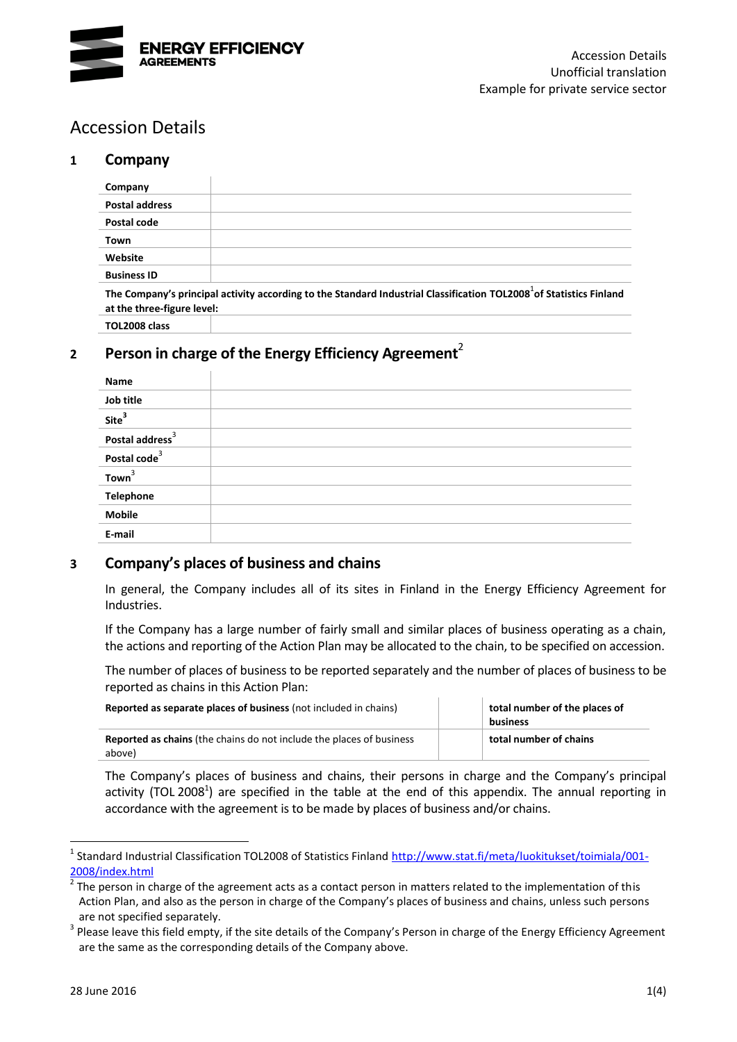# Accession Details

## 1 Company

| Company | |
|---|---|
| Postal address | |
| Postal code | |
| Town | |
| Website | |
| Business ID | |

**The Company's principal activity according to the Standard Industrial Classification TOL2008**[1] **of Statistics Finland at the three-figure level:**

| TOL2008 class | |
|---|---|

## 2 Person in charge of the Energy Efficiency Agreement[2]

| Name | |
|---|---|
| Job title | |
| Site[3] | |
| Postal address[3] | |
| Postal code[3] | |
| Town[3] | |
| Telephone | |
| Mobile | |
| E-mail | |

## 3 Company's places of business and chains

In general, the Company includes all of its sites in Finland in the Energy Efficiency Agreement for Industries.

If the Company has a large number of fairly small and similar places of business operating as a chain, the actions and reporting of the Action Plan may be allocated to the chain, to be specified on accession.

The number of places of business to be reported separately and the number of places of business to be reported as chains in this Action Plan:

| | | |
|---|---|---|
| **Reported as separate places of business** (not included in chains) | | **total number of the places of business** |
| **Reported as chains** (the chains do not include the places of business above) | | **total number of chains** |

The Company's places of business and chains, their persons in charge and the Company's principal activity (TOL 2008[1]) are specified in the table at the end of this appendix. The annual reporting in accordance with the agreement is to be made by places of business and/or chains.

---

[1] Standard Industrial Classification TOL2008 of Statistics Finland http://www.stat.fi/meta/luokitukset/toimiala/001-2008/index.html

[2] The person in charge of the agreement acts as a contact person in matters related to the implementation of this Action Plan, and also as the person in charge of the Company's places of business and chains, unless such persons are not specified separately.

[3] Please leave this field empty, if the site details of the Company's Person in charge of the Energy Efficiency Agreement are the same as the corresponding details of the Company above.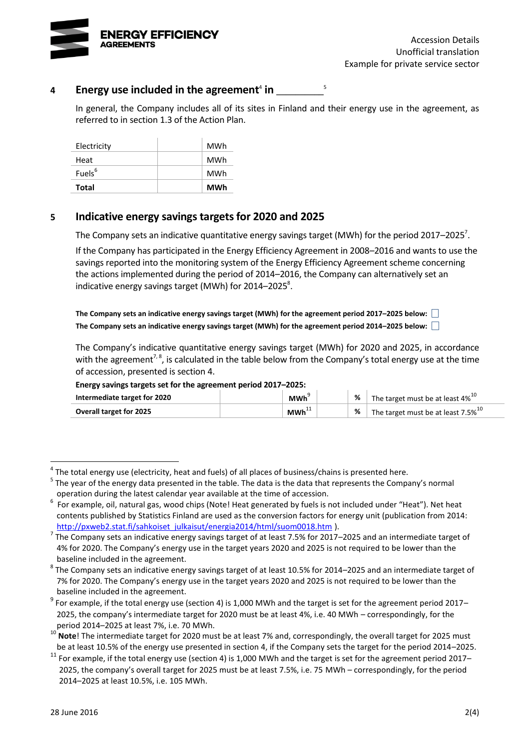## 4 Energy use included in the agreement[4] in ________[5]

In general, the Company includes all of its sites in Finland and their energy use in the agreement, as referred to in section 1.3 of the Action Plan.

| | | |
|---|---|---|
| Electricity | | MWh |
| Heat | | MWh |
| Fuels[6] | | MWh |
| **Total** | | **MWh** |

## 5 Indicative energy savings targets for 2020 and 2025

The Company sets an indicative quantitative energy savings target (MWh) for the period 2017–2025[7].

If the Company has participated in the Energy Efficiency Agreement in 2008–2016 and wants to use the savings reported into the monitoring system of the Energy Efficiency Agreement scheme concerning the actions implemented during the period of 2014–2016, the Company can alternatively set an indicative energy savings target (MWh) for 2014–2025[8].

**The Company sets an indicative energy savings target (MWh) for the agreement period 2017–2025 below:** ☐

**The Company sets an indicative energy savings target (MWh) for the agreement period 2014–2025 below:** ☐

The Company's indicative quantitative energy savings target (MWh) for 2020 and 2025, in accordance with the agreement[7,8], is calculated in the table below from the Company's total energy use at the time of accession, presented is section 4.

**Energy savings targets set for the agreement period 2017–2025:**

| | | | | | |
|---|---|---|---|---|---|
| **Intermediate target for 2020** | | **MWh**[9] | | **%** | The target must be at least 4%[10] |
| **Overall target for 2025** | | **MWh**[11] | | **%** | The target must be at least 7.5%[10] |

---

[4] The total energy use (electricity, heat and fuels) of all places of business/chains is presented here.

[5] The year of the energy data presented in the table. The data is the data that represents the Company's normal operation during the latest calendar year available at the time of accession.

[6] For example, oil, natural gas, wood chips (Note! Heat generated by fuels is not included under "Heat"). Net heat contents published by Statistics Finland are used as the conversion factors for energy unit (publication from 2014: http://pxweb2.stat.fi/sahkoiset_julkaisut/energia2014/html/suom0018.htm ).

[7] The Company sets an indicative energy savings target of at least 7.5% for 2017–2025 and an intermediate target of 4% for 2020. The Company's energy use in the target years 2020 and 2025 is not required to be lower than the baseline included in the agreement.

[8] The Company sets an indicative energy savings target of at least 10.5% for 2014–2025 and an intermediate target of 7% for 2020. The Company's energy use in the target years 2020 and 2025 is not required to be lower than the baseline included in the agreement.

[9] For example, if the total energy use (section 4) is 1,000 MWh and the target is set for the agreement period 2017–2025, the company's intermediate target for 2020 must be at least 4%, i.e. 40 MWh – correspondingly, for the period 2014–2025 at least 7%, i.e. 70 MWh.

[10] **Note**! The intermediate target for 2020 must be at least 7% and, correspondingly, the overall target for 2025 must be at least 10.5% of the energy use presented in section 4, if the Company sets the target for the period 2014–2025.

[11] For example, if the total energy use (section 4) is 1,000 MWh and the target is set for the agreement period 2017–2025, the company's overall target for 2025 must be at least 7.5%, i.e. 75 MWh – correspondingly, for the period 2014–2025 at least 10.5%, i.e. 105 MWh.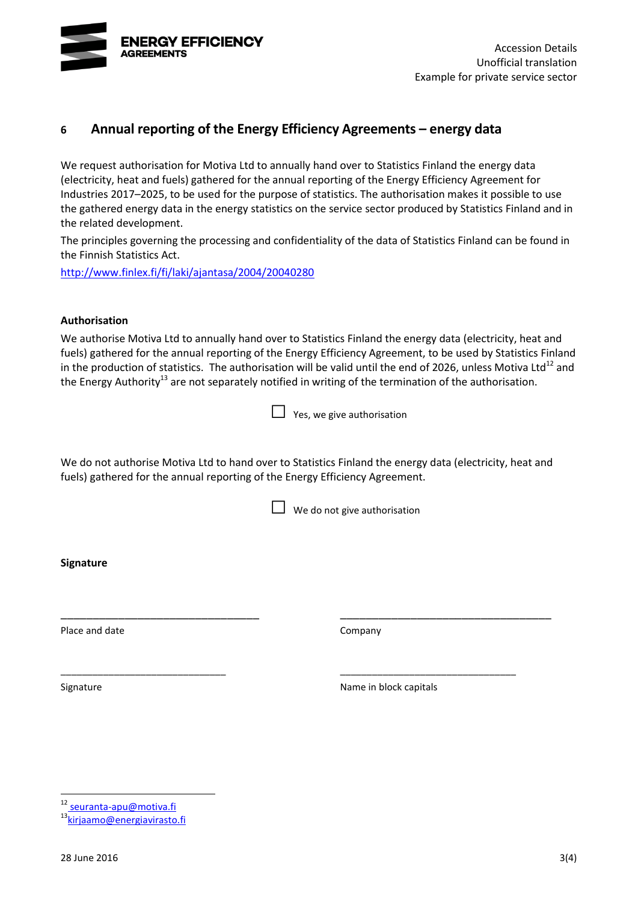## 6 Annual reporting of the Energy Efficiency Agreements – energy data

We request authorisation for Motiva Ltd to annually hand over to Statistics Finland the energy data (electricity, heat and fuels) gathered for the annual reporting of the Energy Efficiency Agreement for Industries 2017–2025, to be used for the purpose of statistics. The authorisation makes it possible to use the gathered energy data in the energy statistics on the service sector produced by Statistics Finland and in the related development.

The principles governing the processing and confidentiality of the data of Statistics Finland can be found in the Finnish Statistics Act.

http://www.finlex.fi/fi/laki/ajantasa/2004/20040280

**Authorisation**

We authorise Motiva Ltd to annually hand over to Statistics Finland the energy data (electricity, heat and fuels) gathered for the annual reporting of the Energy Efficiency Agreement, to be used by Statistics Finland in the production of statistics. The authorisation will be valid until the end of 2026, unless Motiva Ltd[12] and the Energy Authority[13] are not separately notified in writing of the termination of the authorisation.

☐ Yes, we give authorisation

We do not authorise Motiva Ltd to hand over to Statistics Finland the energy data (electricity, heat and fuels) gathered for the annual reporting of the Energy Efficiency Agreement.

☐ We do not give authorisation

**Signature**

| ___________________________________ | ___________________________________ |
|---|---|
| Place and date | Company |
| ___________________________________ | ___________________________________ |
| Signature | Name in block capitals |

[12] seuranta-apu@motiva.fi
[13] kirjaamo@energiavirasto.fi

28 June 2016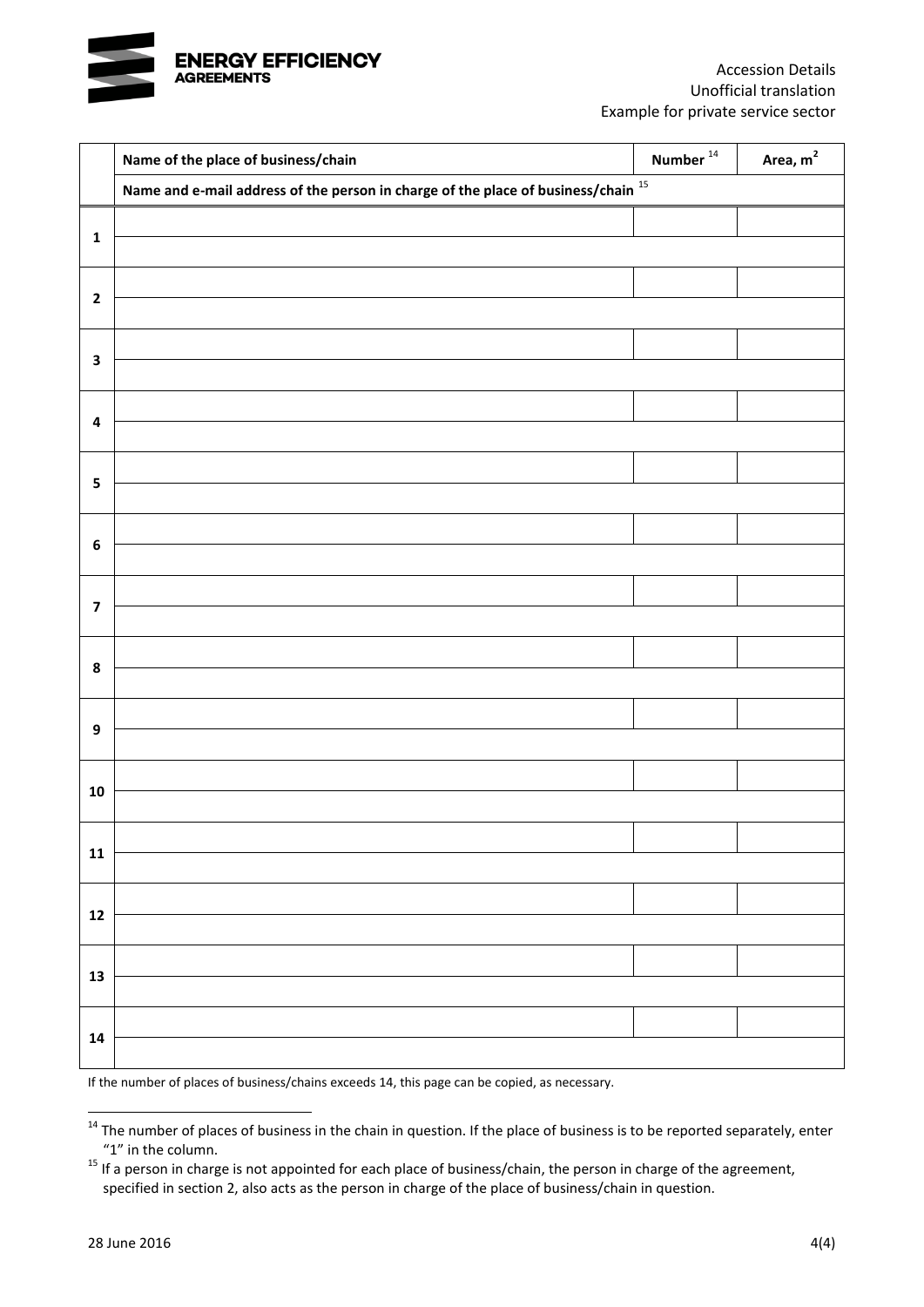| | Name of the place of business/chain | Number [14] | Area, $m^2$ |
|---|---|---|---|
| | Name and e-mail address of the person in charge of the place of business/chain [15] | | |
| 1 | | | |
| | | | |
| 2 | | | |
| | | | |
| 3 | | | |
| | | | |
| 4 | | | |
| | | | |
| 5 | | | |
| | | | |
| 6 | | | |
| | | | |
| 7 | | | |
| | | | |
| 8 | | | |
| | | | |
| 9 | | | |
| | | | |
| 10 | | | |
| | | | |
| 11 | | | |
| | | | |
| 12 | | | |
| | | | |
| 13 | | | |
| | | | |
| 14 | | | |
| | | | |

If the number of places of business/chains exceeds 14, this page can be copied, as necessary.

[14] The number of places of business in the chain in question. If the place of business is to be reported separately, enter "1" in the column.

[15] If a person in charge is not appointed for each place of business/chain, the person in charge of the agreement, specified in section 2, also acts as the person in charge of the place of business/chain in question.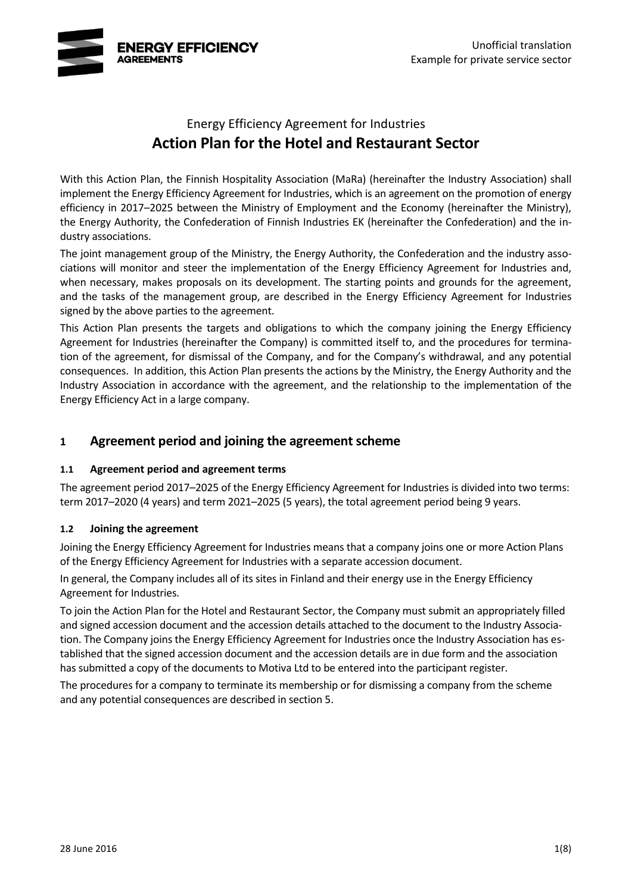Unofficial translation
Example for private service sector

Energy Efficiency Agreement for Industries

# Action Plan for the Hotel and Restaurant Sector

With this Action Plan, the Finnish Hospitality Association (MaRa) (hereinafter the Industry Association) shall implement the Energy Efficiency Agreement for Industries, which is an agreement on the promotion of energy efficiency in 2017–2025 between the Ministry of Employment and the Economy (hereinafter the Ministry), the Energy Authority, the Confederation of Finnish Industries EK (hereinafter the Confederation) and the industry associations.

The joint management group of the Ministry, the Energy Authority, the Confederation and the industry associations will monitor and steer the implementation of the Energy Efficiency Agreement for Industries and, when necessary, makes proposals on its development. The starting points and grounds for the agreement, and the tasks of the management group, are described in the Energy Efficiency Agreement for Industries signed by the above parties to the agreement.

This Action Plan presents the targets and obligations to which the company joining the Energy Efficiency Agreement for Industries (hereinafter the Company) is committed itself to, and the procedures for termination of the agreement, for dismissal of the Company, and for the Company's withdrawal, and any potential consequences. In addition, this Action Plan presents the actions by the Ministry, the Energy Authority and the Industry Association in accordance with the agreement, and the relationship to the implementation of the Energy Efficiency Act in a large company.

## 1 Agreement period and joining the agreement scheme

### 1.1 Agreement period and agreement terms

The agreement period 2017–2025 of the Energy Efficiency Agreement for Industries is divided into two terms: term 2017–2020 (4 years) and term 2021–2025 (5 years), the total agreement period being 9 years.

### 1.2 Joining the agreement

Joining the Energy Efficiency Agreement for Industries means that a company joins one or more Action Plans of the Energy Efficiency Agreement for Industries with a separate accession document.

In general, the Company includes all of its sites in Finland and their energy use in the Energy Efficiency Agreement for Industries.

To join the Action Plan for the Hotel and Restaurant Sector, the Company must submit an appropriately filled and signed accession document and the accession details attached to the document to the Industry Association. The Company joins the Energy Efficiency Agreement for Industries once the Industry Association has established that the signed accession document and the accession details are in due form and the association has submitted a copy of the documents to Motiva Ltd to be entered into the participant register.

The procedures for a company to terminate its membership or for dismissing a company from the scheme and any potential consequences are described in section 5.

28 June 2016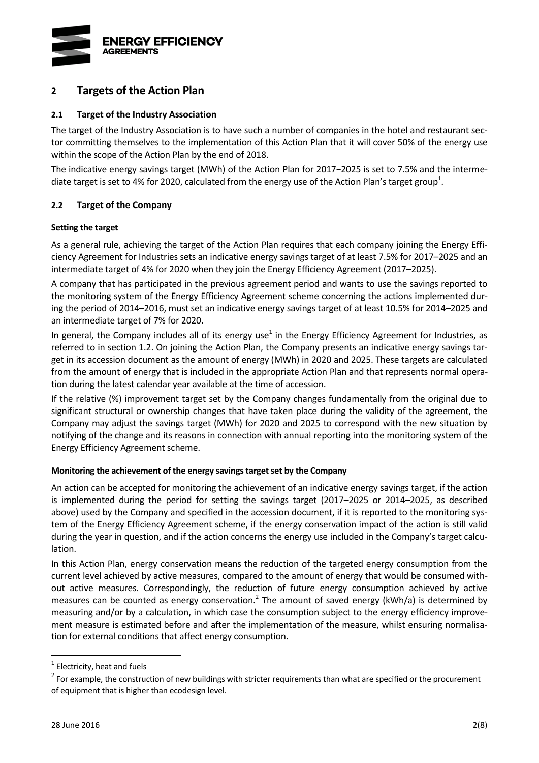## 2 Targets of the Action Plan

### 2.1 Target of the Industry Association

The target of the Industry Association is to have such a number of companies in the hotel and restaurant sector committing themselves to the implementation of this Action Plan that it will cover 50% of the energy use within the scope of the Action Plan by the end of 2018.

The indicative energy savings target (MWh) of the Action Plan for 2017−2025 is set to 7.5% and the intermediate target is set to 4% for 2020, calculated from the energy use of the Action Plan's target group[1].

### 2.2 Target of the Company

#### Setting the target

As a general rule, achieving the target of the Action Plan requires that each company joining the Energy Efficiency Agreement for Industries sets an indicative energy savings target of at least 7.5% for 2017–2025 and an intermediate target of 4% for 2020 when they join the Energy Efficiency Agreement (2017–2025).

A company that has participated in the previous agreement period and wants to use the savings reported to the monitoring system of the Energy Efficiency Agreement scheme concerning the actions implemented during the period of 2014–2016, must set an indicative energy savings target of at least 10.5% for 2014–2025 and an intermediate target of 7% for 2020.

In general, the Company includes all of its energy use[1] in the Energy Efficiency Agreement for Industries, as referred to in section 1.2. On joining the Action Plan, the Company presents an indicative energy savings target in its accession document as the amount of energy (MWh) in 2020 and 2025. These targets are calculated from the amount of energy that is included in the appropriate Action Plan and that represents normal operation during the latest calendar year available at the time of accession.

If the relative (%) improvement target set by the Company changes fundamentally from the original due to significant structural or ownership changes that have taken place during the validity of the agreement, the Company may adjust the savings target (MWh) for 2020 and 2025 to correspond with the new situation by notifying of the change and its reasons in connection with annual reporting into the monitoring system of the Energy Efficiency Agreement scheme.

#### Monitoring the achievement of the energy savings target set by the Company

An action can be accepted for monitoring the achievement of an indicative energy savings target, if the action is implemented during the period for setting the savings target (2017–2025 or 2014–2025, as described above) used by the Company and specified in the accession document, if it is reported to the monitoring system of the Energy Efficiency Agreement scheme, if the energy conservation impact of the action is still valid during the year in question, and if the action concerns the energy use included in the Company's target calculation.

In this Action Plan, energy conservation means the reduction of the targeted energy consumption from the current level achieved by active measures, compared to the amount of energy that would be consumed without active measures. Correspondingly, the reduction of future energy consumption achieved by active measures can be counted as energy conservation.[2] The amount of saved energy (kWh/a) is determined by measuring and/or by a calculation, in which case the consumption subject to the energy efficiency improvement measure is estimated before and after the implementation of the measure, whilst ensuring normalisation for external conditions that affect energy consumption.

---

[1] Electricity, heat and fuels

[2] For example, the construction of new buildings with stricter requirements than what are specified or the procurement of equipment that is higher than ecodesign level.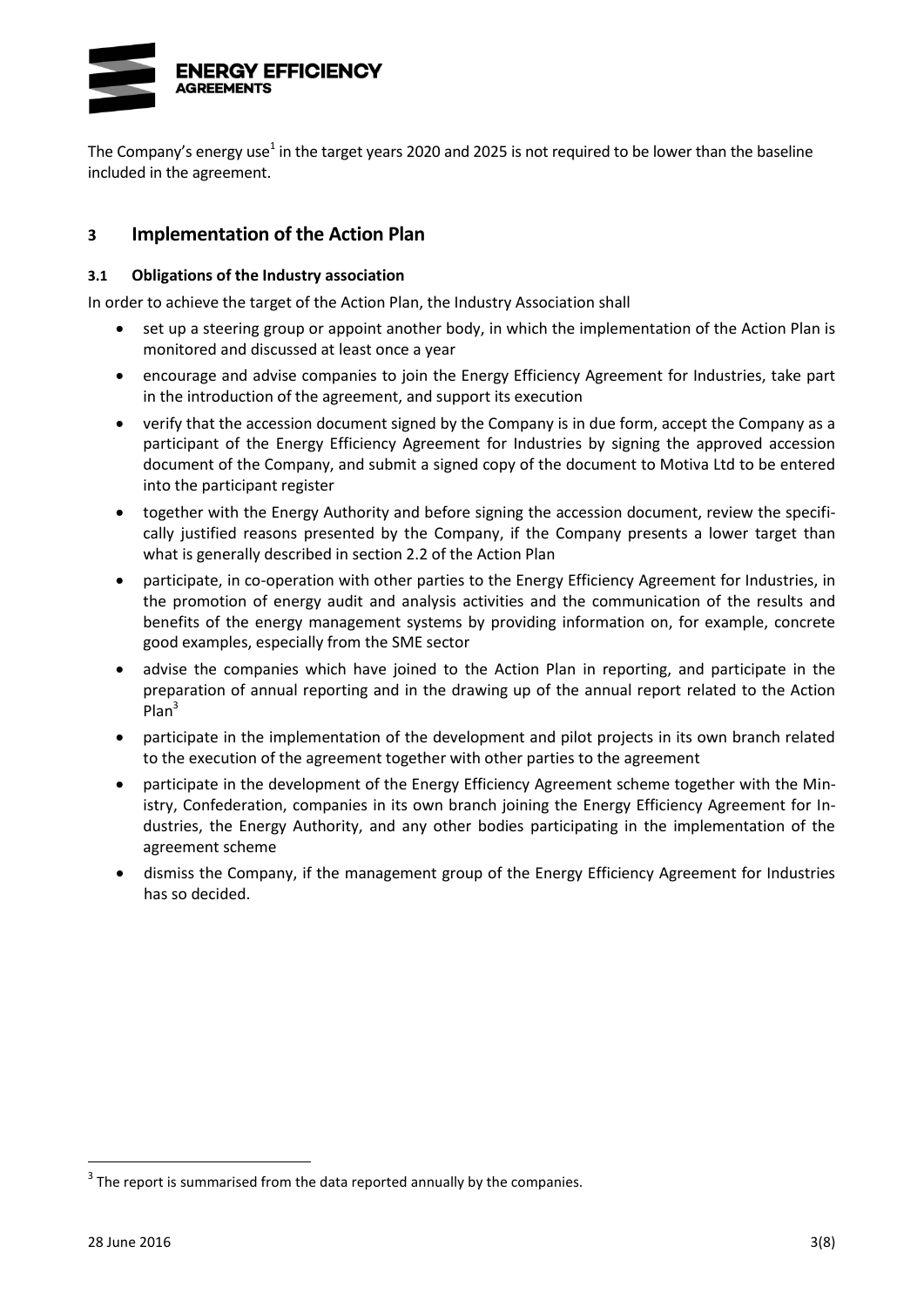The Company's energy use[1] in the target years 2020 and 2025 is not required to be lower than the baseline included in the agreement.

## 3 Implementation of the Action Plan

### 3.1 Obligations of the Industry association

In order to achieve the target of the Action Plan, the Industry Association shall

- set up a steering group or appoint another body, in which the implementation of the Action Plan is monitored and discussed at least once a year
- encourage and advise companies to join the Energy Efficiency Agreement for Industries, take part in the introduction of the agreement, and support its execution
- verify that the accession document signed by the Company is in due form, accept the Company as a participant of the Energy Efficiency Agreement for Industries by signing the approved accession document of the Company, and submit a signed copy of the document to Motiva Ltd to be entered into the participant register
- together with the Energy Authority and before signing the accession document, review the specifically justified reasons presented by the Company, if the Company presents a lower target than what is generally described in section 2.2 of the Action Plan
- participate, in co-operation with other parties to the Energy Efficiency Agreement for Industries, in the promotion of energy audit and analysis activities and the communication of the results and benefits of the energy management systems by providing information on, for example, concrete good examples, especially from the SME sector
- advise the companies which have joined to the Action Plan in reporting, and participate in the preparation of annual reporting and in the drawing up of the annual report related to the Action Plan[3]
- participate in the implementation of the development and pilot projects in its own branch related to the execution of the agreement together with other parties to the agreement
- participate in the development of the Energy Efficiency Agreement scheme together with the Ministry, Confederation, companies in its own branch joining the Energy Efficiency Agreement for Industries, the Energy Authority, and any other bodies participating in the implementation of the agreement scheme
- dismiss the Company, if the management group of the Energy Efficiency Agreement for Industries has so decided.

[3] The report is summarised from the data reported annually by the companies.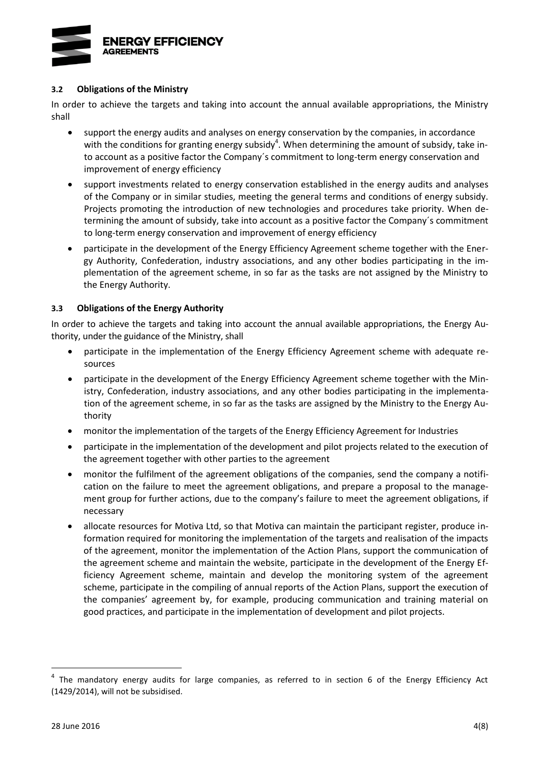### 3.2 Obligations of the Ministry

In order to achieve the targets and taking into account the annual available appropriations, the Ministry shall

- support the energy audits and analyses on energy conservation by the companies, in accordance with the conditions for granting energy subsidy[4]. When determining the amount of subsidy, take into account as a positive factor the Company´s commitment to long-term energy conservation and improvement of energy efficiency
- support investments related to energy conservation established in the energy audits and analyses of the Company or in similar studies, meeting the general terms and conditions of energy subsidy. Projects promoting the introduction of new technologies and procedures take priority. When determining the amount of subsidy, take into account as a positive factor the Company´s commitment to long-term energy conservation and improvement of energy efficiency
- participate in the development of the Energy Efficiency Agreement scheme together with the Energy Authority, Confederation, industry associations, and any other bodies participating in the implementation of the agreement scheme, in so far as the tasks are not assigned by the Ministry to the Energy Authority.

### 3.3 Obligations of the Energy Authority

In order to achieve the targets and taking into account the annual available appropriations, the Energy Authority, under the guidance of the Ministry, shall

- participate in the implementation of the Energy Efficiency Agreement scheme with adequate resources
- participate in the development of the Energy Efficiency Agreement scheme together with the Ministry, Confederation, industry associations, and any other bodies participating in the implementation of the agreement scheme, in so far as the tasks are assigned by the Ministry to the Energy Authority
- monitor the implementation of the targets of the Energy Efficiency Agreement for Industries
- participate in the implementation of the development and pilot projects related to the execution of the agreement together with other parties to the agreement
- monitor the fulfilment of the agreement obligations of the companies, send the company a notification on the failure to meet the agreement obligations, and prepare a proposal to the management group for further actions, due to the company's failure to meet the agreement obligations, if necessary
- allocate resources for Motiva Ltd, so that Motiva can maintain the participant register, produce information required for monitoring the implementation of the targets and realisation of the impacts of the agreement, monitor the implementation of the Action Plans, support the communication of the agreement scheme and maintain the website, participate in the development of the Energy Efficiency Agreement scheme, maintain and develop the monitoring system of the agreement scheme, participate in the compiling of annual reports of the Action Plans, support the execution of the companies' agreement by, for example, producing communication and training material on good practices, and participate in the implementation of development and pilot projects.

---

[4] The mandatory energy audits for large companies, as referred to in section 6 of the Energy Efficiency Act (1429/2014), will not be subsidised.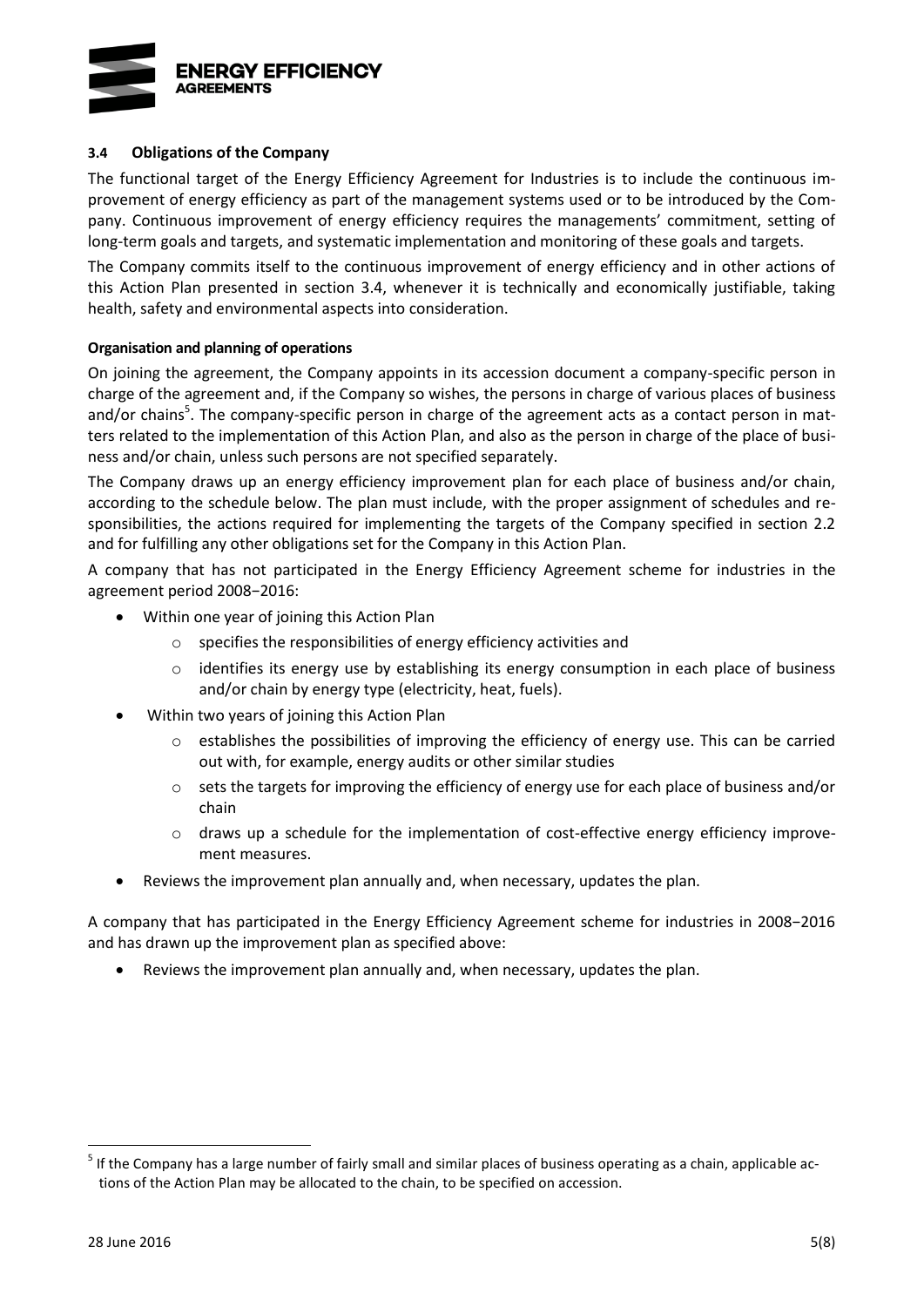### 3.4 Obligations of the Company

The functional target of the Energy Efficiency Agreement for Industries is to include the continuous improvement of energy efficiency as part of the management systems used or to be introduced by the Company. Continuous improvement of energy efficiency requires the managements' commitment, setting of long-term goals and targets, and systematic implementation and monitoring of these goals and targets.

The Company commits itself to the continuous improvement of energy efficiency and in other actions of this Action Plan presented in section 3.4, whenever it is technically and economically justifiable, taking health, safety and environmental aspects into consideration.

#### Organisation and planning of operations

On joining the agreement, the Company appoints in its accession document a company-specific person in charge of the agreement and, if the Company so wishes, the persons in charge of various places of business and/or chains[5]. The company-specific person in charge of the agreement acts as a contact person in matters related to the implementation of this Action Plan, and also as the person in charge of the place of business and/or chain, unless such persons are not specified separately.

The Company draws up an energy efficiency improvement plan for each place of business and/or chain, according to the schedule below. The plan must include, with the proper assignment of schedules and responsibilities, the actions required for implementing the targets of the Company specified in section 2.2 and for fulfilling any other obligations set for the Company in this Action Plan.

A company that has not participated in the Energy Efficiency Agreement scheme for industries in the agreement period 2008−2016:

- Within one year of joining this Action Plan
  - specifies the responsibilities of energy efficiency activities and
  - identifies its energy use by establishing its energy consumption in each place of business and/or chain by energy type (electricity, heat, fuels).
- Within two years of joining this Action Plan
  - establishes the possibilities of improving the efficiency of energy use. This can be carried out with, for example, energy audits or other similar studies
  - sets the targets for improving the efficiency of energy use for each place of business and/or chain
  - draws up a schedule for the implementation of cost-effective energy efficiency improvement measures.
- Reviews the improvement plan annually and, when necessary, updates the plan.

A company that has participated in the Energy Efficiency Agreement scheme for industries in 2008−2016 and has drawn up the improvement plan as specified above:

- Reviews the improvement plan annually and, when necessary, updates the plan.

[5] If the Company has a large number of fairly small and similar places of business operating as a chain, applicable actions of the Action Plan may be allocated to the chain, to be specified on accession.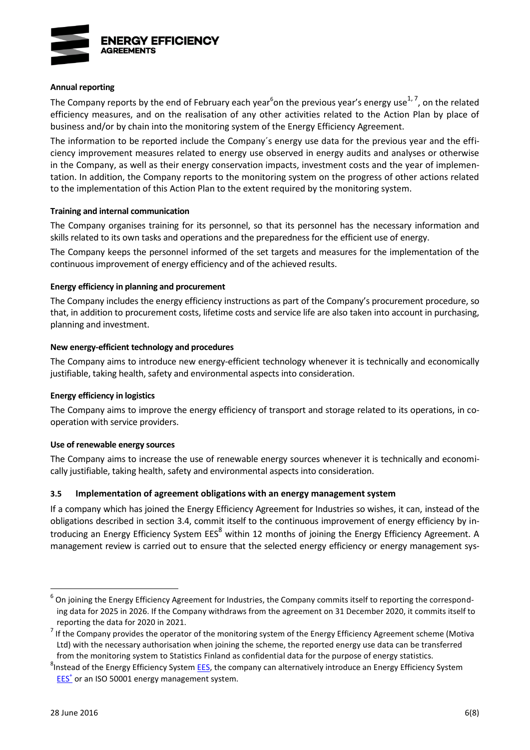**Annual reporting**

The Company reports by the end of February each year[6] on the previous year's energy use[1, 7], on the related efficiency measures, and on the realisation of any other activities related to the Action Plan by place of business and/or by chain into the monitoring system of the Energy Efficiency Agreement.

The information to be reported include the Company´s energy use data for the previous year and the efficiency improvement measures related to energy use observed in energy audits and analyses or otherwise in the Company, as well as their energy conservation impacts, investment costs and the year of implementation. In addition, the Company reports to the monitoring system on the progress of other actions related to the implementation of this Action Plan to the extent required by the monitoring system.

**Training and internal communication**

The Company organises training for its personnel, so that its personnel has the necessary information and skills related to its own tasks and operations and the preparedness for the efficient use of energy.

The Company keeps the personnel informed of the set targets and measures for the implementation of the continuous improvement of energy efficiency and of the achieved results.

**Energy efficiency in planning and procurement**

The Company includes the energy efficiency instructions as part of the Company's procurement procedure, so that, in addition to procurement costs, lifetime costs and service life are also taken into account in purchasing, planning and investment.

**New energy-efficient technology and procedures**

The Company aims to introduce new energy-efficient technology whenever it is technically and economically justifiable, taking health, safety and environmental aspects into consideration.

**Energy efficiency in logistics**

The Company aims to improve the energy efficiency of transport and storage related to its operations, in co-operation with service providers.

**Use of renewable energy sources**

The Company aims to increase the use of renewable energy sources whenever it is technically and economically justifiable, taking health, safety and environmental aspects into consideration.

### 3.5 Implementation of agreement obligations with an energy management system

If a company which has joined the Energy Efficiency Agreement for Industries so wishes, it can, instead of the obligations described in section 3.4, commit itself to the continuous improvement of energy efficiency by introducing an Energy Efficiency System EES[8] within 12 months of joining the Energy Efficiency Agreement. A management review is carried out to ensure that the selected energy efficiency or energy management sys-

---

[6] On joining the Energy Efficiency Agreement for Industries, the Company commits itself to reporting the corresponding data for 2025 in 2026. If the Company withdraws from the agreement on 31 December 2020, it commits itself to reporting the data for 2020 in 2021.

[7] If the Company provides the operator of the monitoring system of the Energy Efficiency Agreement scheme (Motiva Ltd) with the necessary authorisation when joining the scheme, the reported energy use data can be transferred from the monitoring system to Statistics Finland as confidential data for the purpose of energy statistics.

[8] Instead of the Energy Efficiency System EES, the company can alternatively introduce an Energy Efficiency System EES+ or an ISO 50001 energy management system.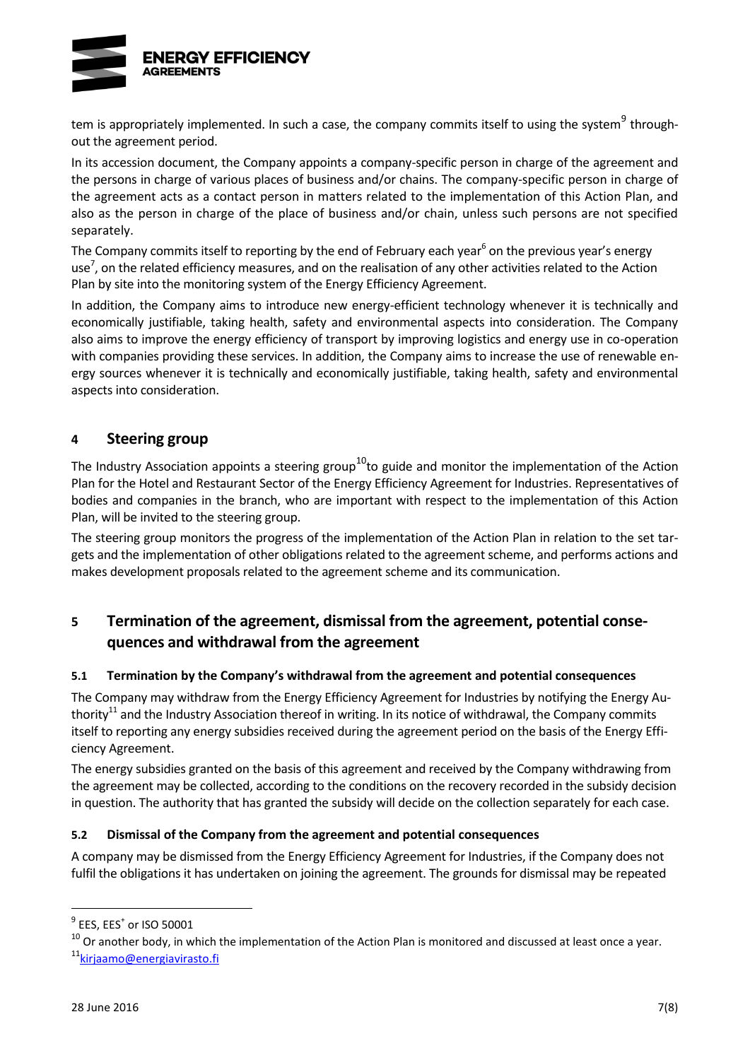tem is appropriately implemented. In such a case, the company commits itself to using the system[9] throughout the agreement period.

In its accession document, the Company appoints a company-specific person in charge of the agreement and the persons in charge of various places of business and/or chains. The company-specific person in charge of the agreement acts as a contact person in matters related to the implementation of this Action Plan, and also as the person in charge of the place of business and/or chain, unless such persons are not specified separately.

The Company commits itself to reporting by the end of February each year[6] on the previous year's energy use[7], on the related efficiency measures, and on the realisation of any other activities related to the Action Plan by site into the monitoring system of the Energy Efficiency Agreement.

In addition, the Company aims to introduce new energy-efficient technology whenever it is technically and economically justifiable, taking health, safety and environmental aspects into consideration. The Company also aims to improve the energy efficiency of transport by improving logistics and energy use in co-operation with companies providing these services. In addition, the Company aims to increase the use of renewable energy sources whenever it is technically and economically justifiable, taking health, safety and environmental aspects into consideration.

## 4 Steering group

The Industry Association appoints a steering group[10] to guide and monitor the implementation of the Action Plan for the Hotel and Restaurant Sector of the Energy Efficiency Agreement for Industries. Representatives of bodies and companies in the branch, who are important with respect to the implementation of this Action Plan, will be invited to the steering group.

The steering group monitors the progress of the implementation of the Action Plan in relation to the set targets and the implementation of other obligations related to the agreement scheme, and performs actions and makes development proposals related to the agreement scheme and its communication.

## 5 Termination of the agreement, dismissal from the agreement, potential consequences and withdrawal from the agreement

### 5.1 Termination by the Company's withdrawal from the agreement and potential consequences

The Company may withdraw from the Energy Efficiency Agreement for Industries by notifying the Energy Authority[11] and the Industry Association thereof in writing. In its notice of withdrawal, the Company commits itself to reporting any energy subsidies received during the agreement period on the basis of the Energy Efficiency Agreement.

The energy subsidies granted on the basis of this agreement and received by the Company withdrawing from the agreement may be collected, according to the conditions on the recovery recorded in the subsidy decision in question. The authority that has granted the subsidy will decide on the collection separately for each case.

### 5.2 Dismissal of the Company from the agreement and potential consequences

A company may be dismissed from the Energy Efficiency Agreement for Industries, if the Company does not fulfil the obligations it has undertaken on joining the agreement. The grounds for dismissal may be repeated

---

[9] EES, EES+ or ISO 50001

[10] Or another body, in which the implementation of the Action Plan is monitored and discussed at least once a year.

[11] kirjaamo@energiavirasto.fi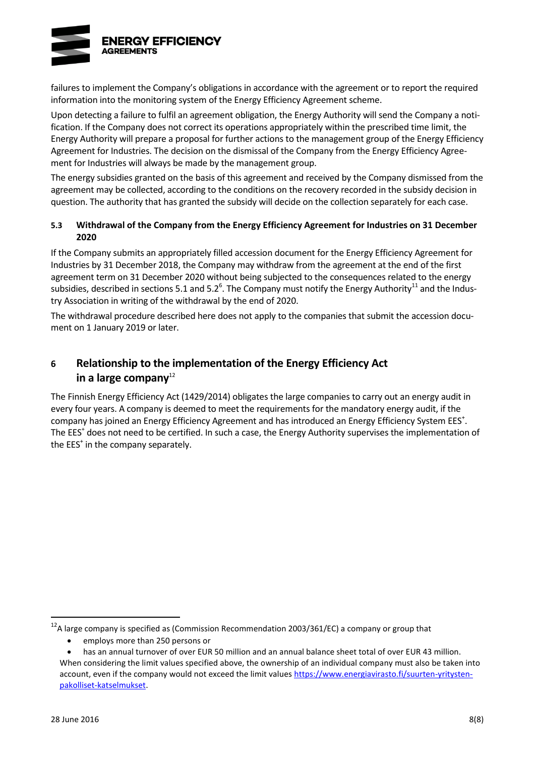failures to implement the Company's obligations in accordance with the agreement or to report the required information into the monitoring system of the Energy Efficiency Agreement scheme.

Upon detecting a failure to fulfil an agreement obligation, the Energy Authority will send the Company a notification. If the Company does not correct its operations appropriately within the prescribed time limit, the Energy Authority will prepare a proposal for further actions to the management group of the Energy Efficiency Agreement for Industries. The decision on the dismissal of the Company from the Energy Efficiency Agreement for Industries will always be made by the management group.

The energy subsidies granted on the basis of this agreement and received by the Company dismissed from the agreement may be collected, according to the conditions on the recovery recorded in the subsidy decision in question. The authority that has granted the subsidy will decide on the collection separately for each case.

### 5.3 Withdrawal of the Company from the Energy Efficiency Agreement for Industries on 31 December 2020

If the Company submits an appropriately filled accession document for the Energy Efficiency Agreement for Industries by 31 December 2018, the Company may withdraw from the agreement at the end of the first agreement term on 31 December 2020 without being subjected to the consequences related to the energy subsidies, described in sections 5.1 and 5.2[6]. The Company must notify the Energy Authority[11] and the Industry Association in writing of the withdrawal by the end of 2020.

The withdrawal procedure described here does not apply to the companies that submit the accession document on 1 January 2019 or later.

## 6 Relationship to the implementation of the Energy Efficiency Act in a large company[12]

The Finnish Energy Efficiency Act (1429/2014) obligates the large companies to carry out an energy audit in every four years. A company is deemed to meet the requirements for the mandatory energy audit, if the company has joined an Energy Efficiency Agreement and has introduced an Energy Efficiency System EES+. The EES+ does not need to be certified. In such a case, the Energy Authority supervises the implementation of the EES+ in the company separately.

---

[12] A large company is specified as (Commission Recommendation 2003/361/EC) a company or group that

- employs more than 250 persons or
- has an annual turnover of over EUR 50 million and an annual balance sheet total of over EUR 43 million.

When considering the limit values specified above, the ownership of an individual company must also be taken into account, even if the company would not exceed the limit values https://www.energiavirasto.fi/suurten-yritysten-pakolliset-katselmukset.

28 June 2016